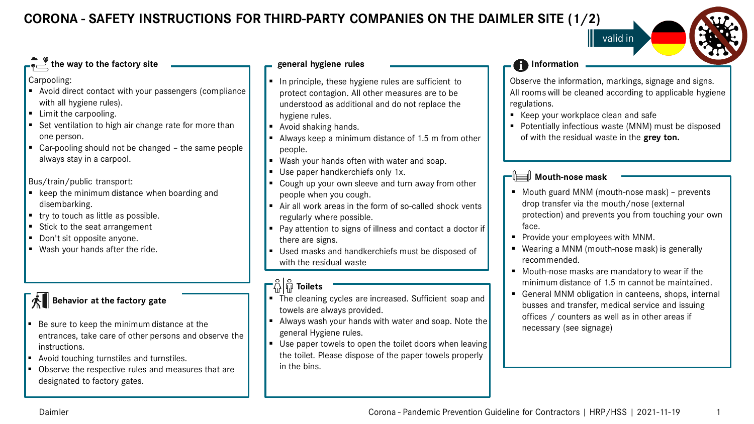# CORONA - SAFETY INSTRUCTIONS FOR THIRD-PARTY COMPANIES ON THE DAIMLER SITE (1/2)

valid in

## the way to the factory site

Carpooling:

- Avoid direct contact with your passengers (compliance with all hygiene rules).
- Limit the carpooling.
- Set ventilation to high air change rate for more than one person.
- Car-pooling should not be changed – the same people always stay in a carpool.

Bus/train/public transport:

- keep the minimum distance when boarding and disembarking.
- try to touch as little as possible.
- Stick to the seat arrangement
- Don't sit opposite anyone.
- Wash your hands after the ride.

## Behavior at the factory gate

- Be sure to keep the minimum distance at the entrances, take care of other persons and observe the instructions.
- Avoid touching turnstiles and turnstiles.
- Observe the respective rules and measures that are designated to factory gates.

## general hygiene rules

- In principle, these hygiene rules are sufficient to protect contagion. All other measures are to be understood as additional and do not replace the hygiene rules.
- Avoid shaking hands.
- Always keep a minimum distance of 1.5 m from other people.
- Wash your hands often with water and soap.
- Use paper handkerchiefs only 1x.
- Cough up your own sleeve and turn away from other people when you cough.
- Air all work areas in the form of so-called shock vents regularly where possible.
- Pay attention to signs of illness and contact a doctor if there are signs.
- Used masks and handkerchiefs must be disposed of with the residual waste

## Toilets

- The cleaning cycles are increased. Sufficient soap and towels are always provided.
- Always wash your hands with water and soap. Note the general Hygiene rules.
- Use paper towels to open the toilet doors when leaving the toilet. Please dispose of the paper towels properly in the bins.

## Information

Observe the information, markings, signage and signs. All rooms will be cleaned according to applicable hygiene regulations.

- Keep your workplace clean and safe
- Potentially infectious waste (MNM) must be disposed of with the residual waste in the **grey ton.**

## Mouth-nose mask

- Mouth guard MNM (mouth-nose mask) – prevents drop transfer via the mouth/nose (external protection) and prevents you from touching your own face.
- Provide your employees with MNM.
- Wearing a MNM (mouth-nose mask) is generally recommended.
- Mouth-nose masks are mandatory to wear if the minimum distance of 1.5 m cannot be maintained.
- General MNM obligation in canteens, shops, internal busses and transfer, medical service and issuing offices / counters as well as in other areas if necessary (see signage)

Daimler | Corona - Pandemic Prevention Guideline for Contractors | HRP/HSS | 2021-11-19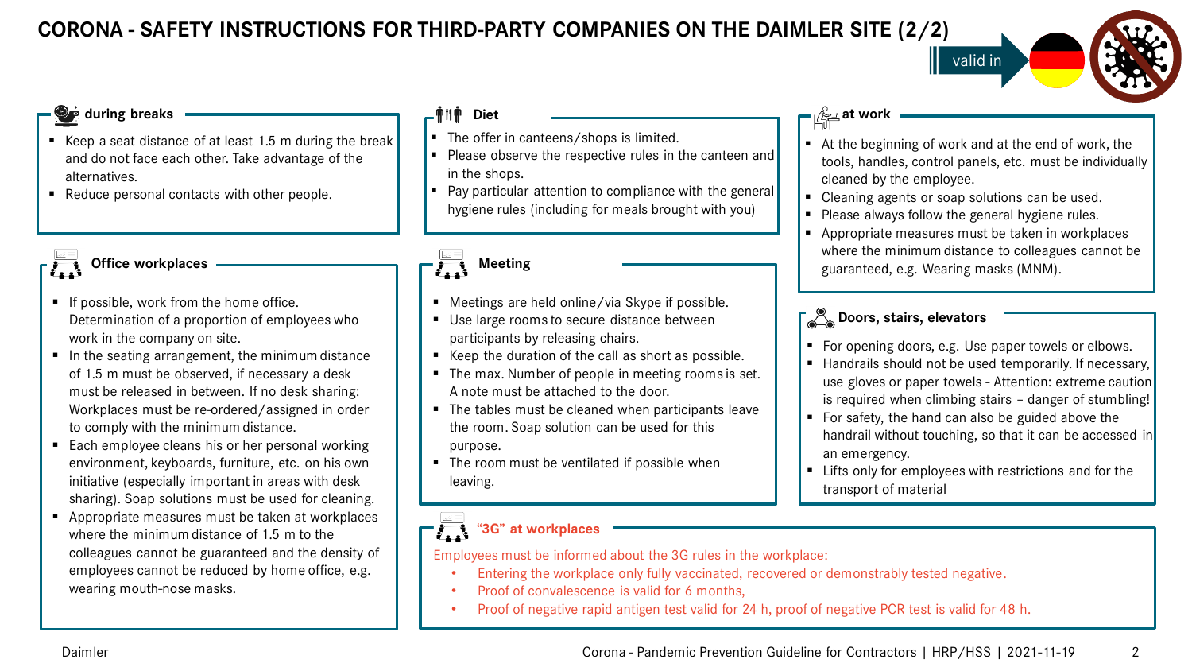# CORONA - SAFETY INSTRUCTIONS FOR THIRD-PARTY COMPANIES ON THE DAIMLER SITE (2/2)

valid in

## during breaks

- Keep a seat distance of at least 1.5 m during the break and do not face each other. Take advantage of the alternatives.
- Reduce personal contacts with other people.

## Office workplaces

- If possible, work from the home office. Determination of a proportion of employees who work in the company on site.
- In the seating arrangement, the minimum distance of 1.5 m must be observed, if necessary a desk must be released in between. If no desk sharing: Workplaces must be re-ordered/assigned in order to comply with the minimum distance.
- Each employee cleans his or her personal working environment, keyboards, furniture, etc. on his own initiative (especially important in areas with desk sharing). Soap solutions must be used for cleaning.
- Appropriate measures must be taken at workplaces where the minimum distance of 1.5 m to the colleagues cannot be guaranteed and the density of employees cannot be reduced by home office, e.g. wearing mouth-nose masks.

## Diet

- The offer in canteens/shops is limited.
- Please observe the respective rules in the canteen and in the shops.
- Pay particular attention to compliance with the general hygiene rules (including for meals brought with you)

## Meeting

- Meetings are held online/via Skype if possible.
- Use large rooms to secure distance between participants by releasing chairs.
- Keep the duration of the call as short as possible.
- The max. Number of people in meeting rooms is set. A note must be attached to the door.
- The tables must be cleaned when participants leave the room. Soap solution can be used for this purpose.
- The room must be ventilated if possible when leaving.

## at work

- At the beginning of work and at the end of work, the tools, handles, control panels, etc. must be individually cleaned by the employee.
- Cleaning agents or soap solutions can be used.
- Please always follow the general hygiene rules.
- Appropriate measures must be taken in workplaces where the minimum distance to colleagues cannot be guaranteed, e.g. Wearing masks (MNM).

## Doors, stairs, elevators

- For opening doors, e.g. Use paper towels or elbows.
- Handrails should not be used temporarily. If necessary, use gloves or paper towels - Attention: extreme caution is required when climbing stairs – danger of stumbling!
- For safety, the hand can also be guided above the handrail without touching, so that it can be accessed in an emergency.
- Lifts only for employees with restrictions and for the transport of material

## "3G" at workplaces

Employees must be informed about the 3G rules in the workplace:

- Entering the workplace only fully vaccinated, recovered or demonstrably tested negative.
- Proof of convalescence is valid for 6 months,
- Proof of negative rapid antigen test valid for 24 h, proof of negative PCR test is valid for 48 h.

Daimler

Corona - Pandemic Prevention Guideline for Contractors | HRP/HSS | 2021-11-19